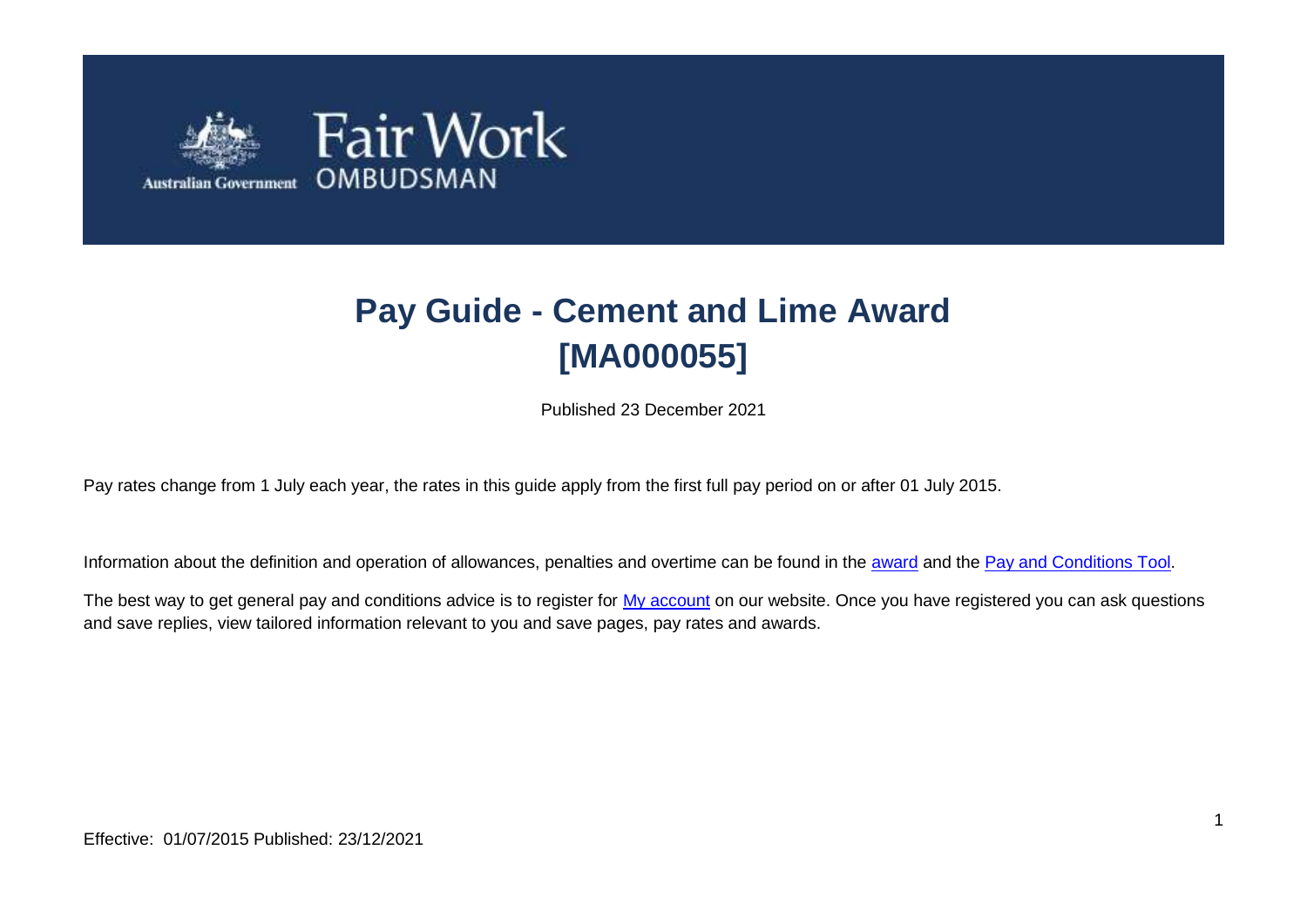Fair Work OMBUDSMAN

Australian Government

# Pay Guide - Cement and Lime Award [MA000055]

Published 23 December 2021

Pay rates change from 1 July each year, the rates in this guide apply from the first full pay period on or after 01 July 2015.

Information about the definition and operation of allowances, penalties and overtime can be found in the award and the Pay and Conditions Tool.

The best way to get general pay and conditions advice is to register for My account on our website. Once you have registered you can ask questions and save replies, view tailored information relevant to you and save pages, pay rates and awards.

Effective: 01/07/2015 Published: 23/12/2021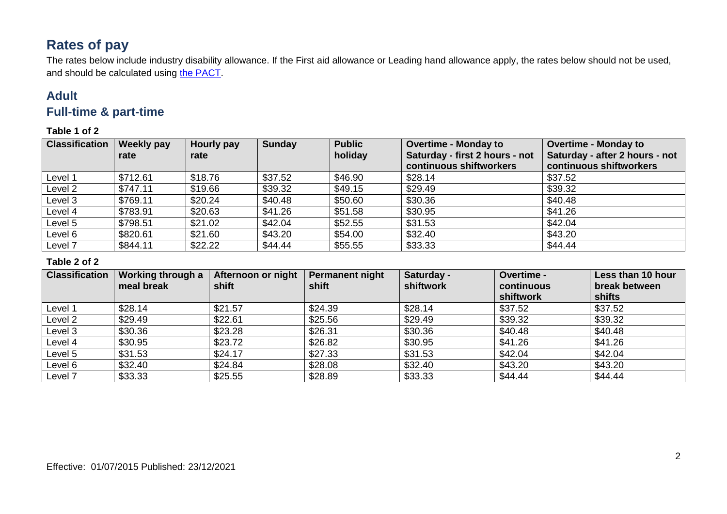# Rates of pay

The rates below include industry disability allowance. If the First aid allowance or Leading hand allowance apply, the rates below should not be used, and should be calculated using the PACT.

## Adult

## Full-time & part-time

**Table 1 of 2**

| Classification | Weekly pay rate | Hourly pay rate | Sunday | Public holiday | Overtime - Monday to Saturday - first 2 hours - not continuous shiftworkers | Overtime - Monday to Saturday - after 2 hours - not continuous shiftworkers |
|---|---|---|---|---|---|---|
| Level 1 | $712.61 | $18.76 | $37.52 | $46.90 | $28.14 | $37.52 |
| Level 2 | $747.11 | $19.66 | $39.32 | $49.15 | $29.49 | $39.32 |
| Level 3 | $769.11 | $20.24 | $40.48 | $50.60 | $30.36 | $40.48 |
| Level 4 | $783.91 | $20.63 | $41.26 | $51.58 | $30.95 | $41.26 |
| Level 5 | $798.51 | $21.02 | $42.04 | $52.55 | $31.53 | $42.04 |
| Level 6 | $820.61 | $21.60 | $43.20 | $54.00 | $32.40 | $43.20 |
| Level 7 | $844.11 | $22.22 | $44.44 | $55.55 | $33.33 | $44.44 |

**Table 2 of 2**

| Classification | Working through a meal break | Afternoon or night shift | Permanent night shift | Saturday - shiftwork | Overtime - continuous shiftwork | Less than 10 hour break between shifts |
|---|---|---|---|---|---|---|
| Level 1 | $28.14 | $21.57 | $24.39 | $28.14 | $37.52 | $37.52 |
| Level 2 | $29.49 | $22.61 | $25.56 | $29.49 | $39.32 | $39.32 |
| Level 3 | $30.36 | $23.28 | $26.31 | $30.36 | $40.48 | $40.48 |
| Level 4 | $30.95 | $23.72 | $26.82 | $30.95 | $41.26 | $41.26 |
| Level 5 | $31.53 | $24.17 | $27.33 | $31.53 | $42.04 | $42.04 |
| Level 6 | $32.40 | $24.84 | $28.08 | $32.40 | $43.20 | $43.20 |
| Level 7 | $33.33 | $25.55 | $28.89 | $33.33 | $44.44 | $44.44 |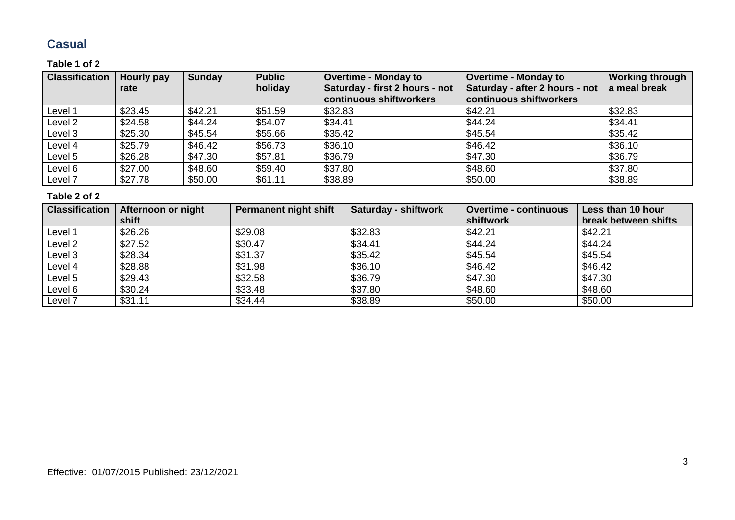## Casual

**Table 1 of 2**

| Classification | Hourly pay rate | Sunday | Public holiday | Overtime - Monday to Saturday - first 2 hours - not continuous shiftworkers | Overtime - Monday to Saturday - after 2 hours - not continuous shiftworkers | Working through a meal break |
|---|---|---|---|---|---|---|
| Level 1 | $23.45 | $42.21 | $51.59 | $32.83 | $42.21 | $32.83 |
| Level 2 | $24.58 | $44.24 | $54.07 | $34.41 | $44.24 | $34.41 |
| Level 3 | $25.30 | $45.54 | $55.66 | $35.42 | $45.54 | $35.42 |
| Level 4 | $25.79 | $46.42 | $56.73 | $36.10 | $46.42 | $36.10 |
| Level 5 | $26.28 | $47.30 | $57.81 | $36.79 | $47.30 | $36.79 |
| Level 6 | $27.00 | $48.60 | $59.40 | $37.80 | $48.60 | $37.80 |
| Level 7 | $27.78 | $50.00 | $61.11 | $38.89 | $50.00 | $38.89 |

**Table 2 of 2**

| Classification | Afternoon or night shift | Permanent night shift | Saturday - shiftwork | Overtime - continuous shiftwork | Less than 10 hour break between shifts |
|---|---|---|---|---|---|
| Level 1 | $26.26 | $29.08 | $32.83 | $42.21 | $42.21 |
| Level 2 | $27.52 | $30.47 | $34.41 | $44.24 | $44.24 |
| Level 3 | $28.34 | $31.37 | $35.42 | $45.54 | $45.54 |
| Level 4 | $28.88 | $31.98 | $36.10 | $46.42 | $46.42 |
| Level 5 | $29.43 | $32.58 | $36.79 | $47.30 | $47.30 |
| Level 6 | $30.24 | $33.48 | $37.80 | $48.60 | $48.60 |
| Level 7 | $31.11 | $34.44 | $38.89 | $50.00 | $50.00 |

Effective: 01/07/2015 Published: 23/12/2021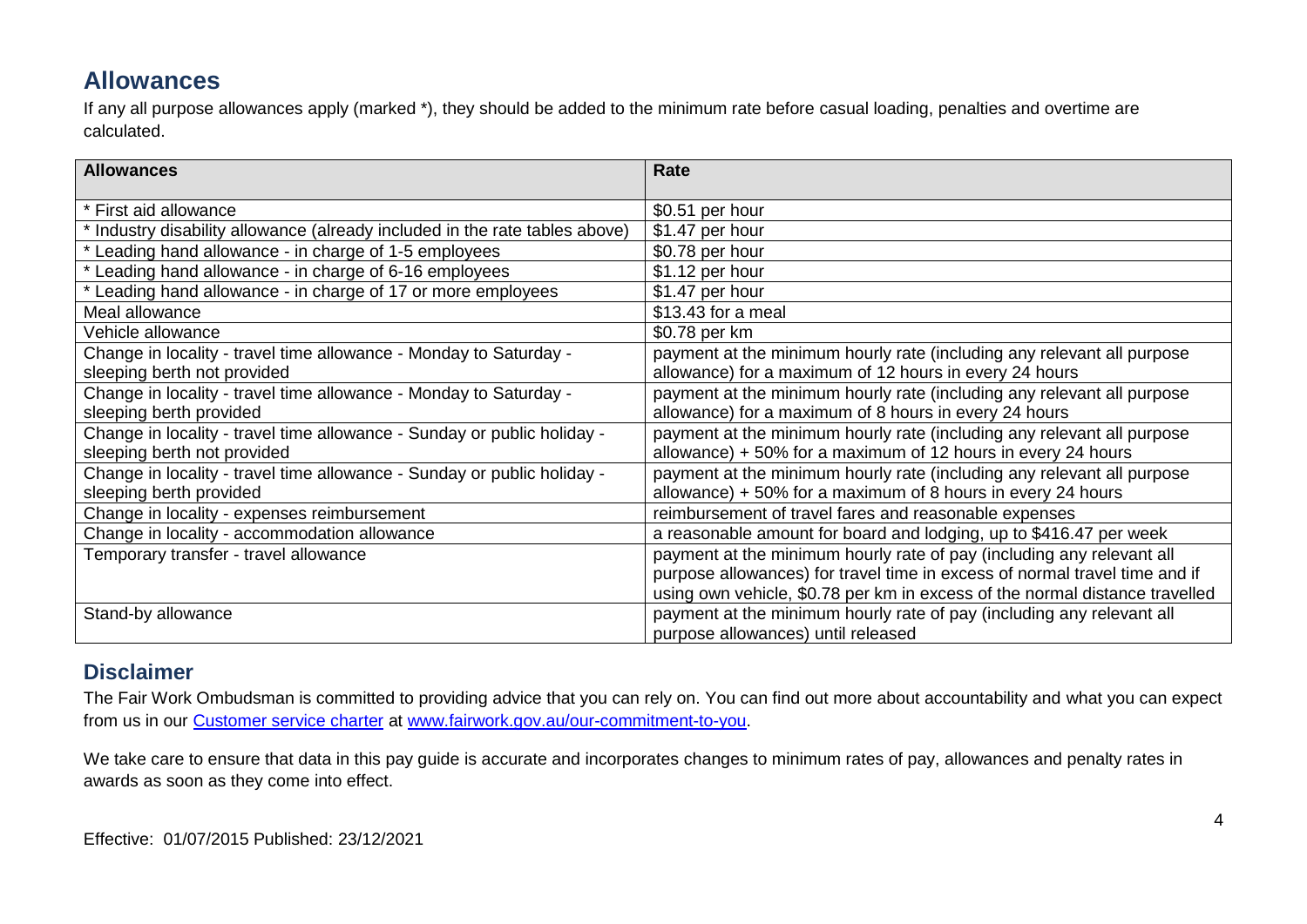## Allowances

If any all purpose allowances apply (marked *), they should be added to the minimum rate before casual loading, penalties and overtime are calculated.

| Allowances | Rate |
| --- | --- |
| * First aid allowance | $0.51 per hour |
| * Industry disability allowance (already included in the rate tables above) | $1.47 per hour |
| * Leading hand allowance - in charge of 1-5 employees | $0.78 per hour |
| * Leading hand allowance - in charge of 6-16 employees | $1.12 per hour |
| * Leading hand allowance - in charge of 17 or more employees | $1.47 per hour |
| Meal allowance | $13.43 for a meal |
| Vehicle allowance | $0.78 per km |
| Change in locality - travel time allowance - Monday to Saturday - sleeping berth not provided | payment at the minimum hourly rate (including any relevant all purpose allowance) for a maximum of 12 hours in every 24 hours |
| Change in locality - travel time allowance - Monday to Saturday - sleeping berth provided | payment at the minimum hourly rate (including any relevant all purpose allowance) for a maximum of 8 hours in every 24 hours |
| Change in locality - travel time allowance - Sunday or public holiday - sleeping berth not provided | payment at the minimum hourly rate (including any relevant all purpose allowance) + 50% for a maximum of 12 hours in every 24 hours |
| Change in locality - travel time allowance - Sunday or public holiday - sleeping berth provided | payment at the minimum hourly rate (including any relevant all purpose allowance) + 50% for a maximum of 8 hours in every 24 hours |
| Change in locality - expenses reimbursement | reimbursement of travel fares and reasonable expenses |
| Change in locality - accommodation allowance | a reasonable amount for board and lodging, up to $416.47 per week |
| Temporary transfer - travel allowance | payment at the minimum hourly rate of pay (including any relevant all purpose allowances) for travel time in excess of normal travel time and if using own vehicle, $0.78 per km in excess of the normal distance travelled |
| Stand-by allowance | payment at the minimum hourly rate of pay (including any relevant all purpose allowances) until released |

## Disclaimer

The Fair Work Ombudsman is committed to providing advice that you can rely on. You can find out more about accountability and what you can expect from us in our [Customer service charter](www.fairwork.gov.au/our-commitment-to-you) at [www.fairwork.gov.au/our-commitment-to-you](www.fairwork.gov.au/our-commitment-to-you).

We take care to ensure that data in this pay guide is accurate and incorporates changes to minimum rates of pay, allowances and penalty rates in awards as soon as they come into effect.

Effective: 01/07/2015 Published: 23/12/2021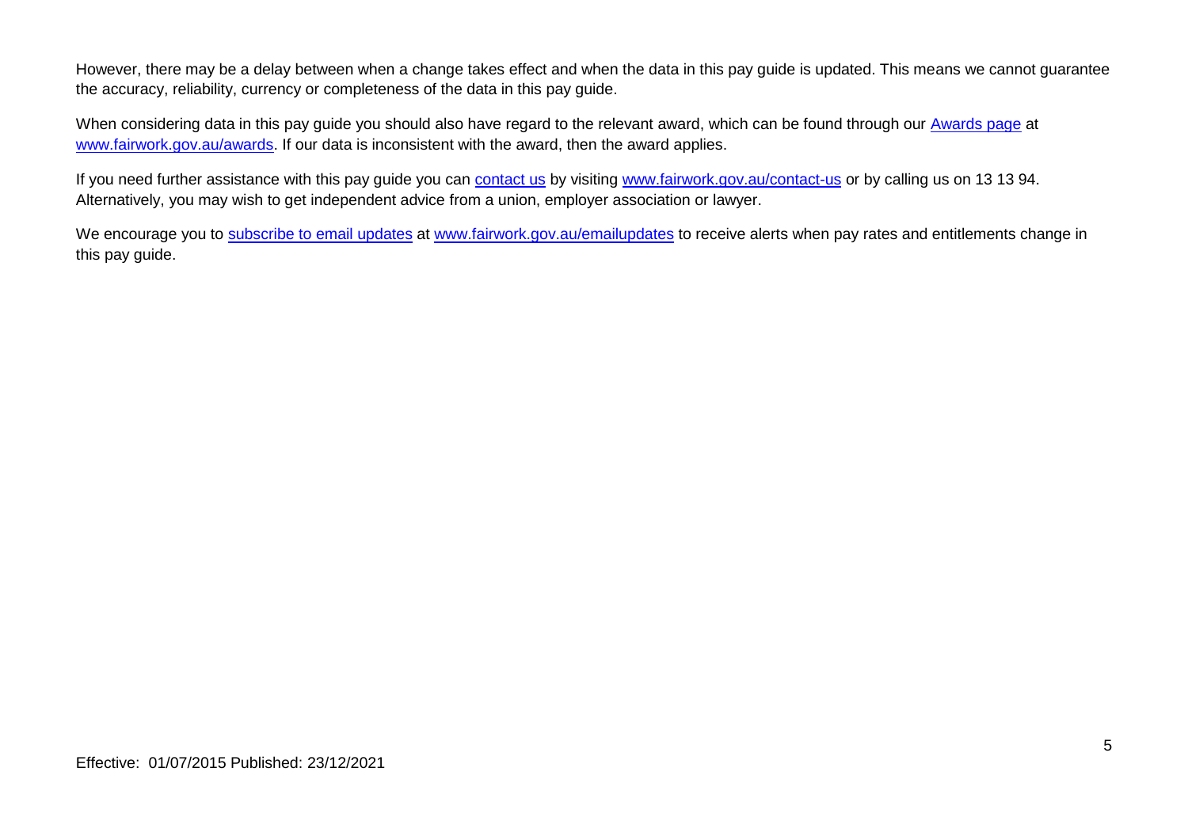However, there may be a delay between when a change takes effect and when the data in this pay guide is updated. This means we cannot guarantee the accuracy, reliability, currency or completeness of the data in this pay guide.

When considering data in this pay guide you should also have regard to the relevant award, which can be found through our [Awards page](www.fairwork.gov.au/awards) at [www.fairwork.gov.au/awards](www.fairwork.gov.au/awards). If our data is inconsistent with the award, then the award applies.

If you need further assistance with this pay guide you can [contact us](www.fairwork.gov.au/contact-us) by visiting [www.fairwork.gov.au/contact-us](www.fairwork.gov.au/contact-us) or by calling us on 13 13 94. Alternatively, you may wish to get independent advice from a union, employer association or lawyer.

We encourage you to [subscribe to email updates](www.fairwork.gov.au/emailupdates) at [www.fairwork.gov.au/emailupdates](www.fairwork.gov.au/emailupdates) to receive alerts when pay rates and entitlements change in this pay guide.

Effective: 01/07/2015 Published: 23/12/2021